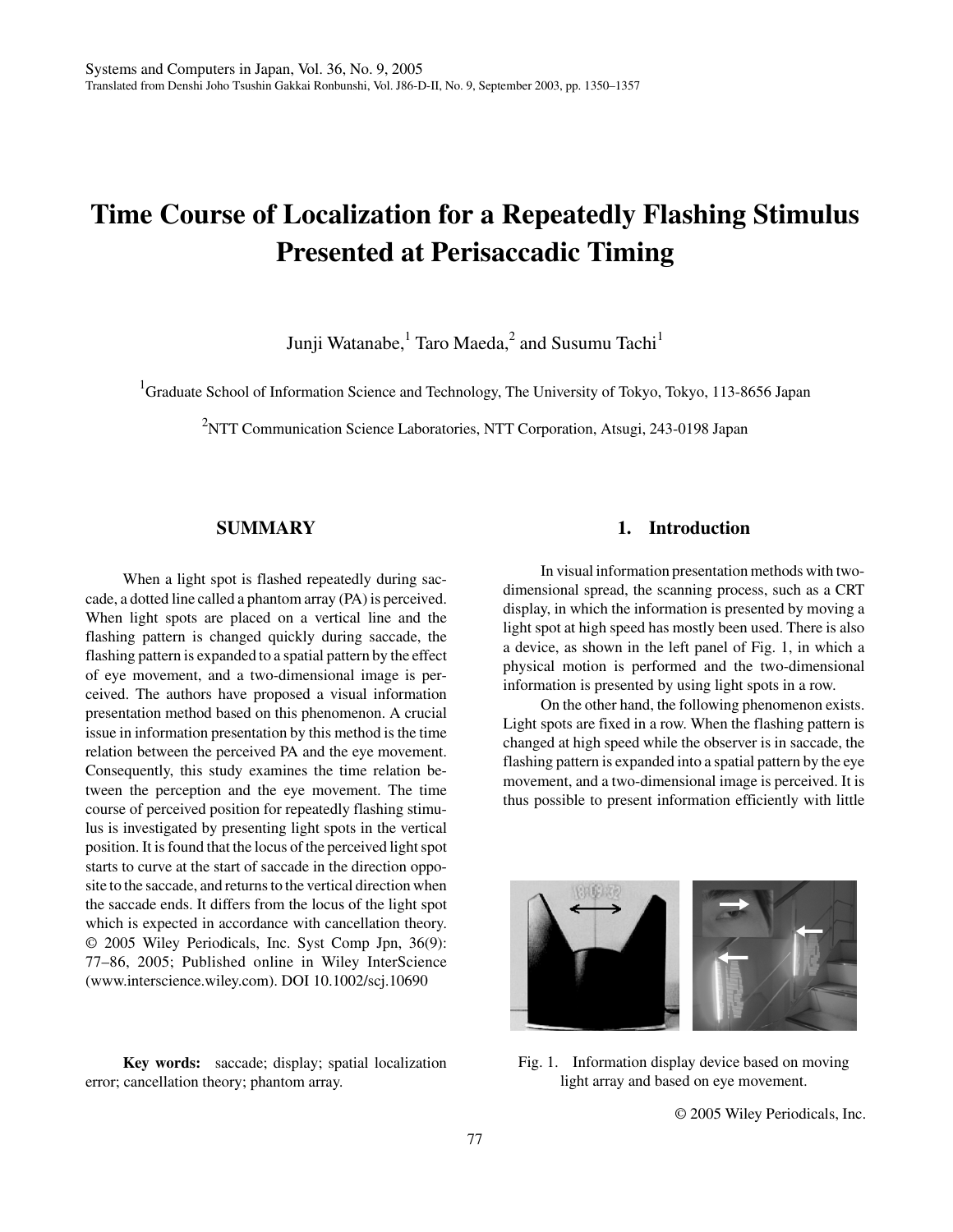# Time Course of Localization for a Repeatedly Flashing Stimulus Presented at Perisaccadic Timing

Junji Watanabe,[1] Taro Maeda,[2] and Susumu Tachi[1]

[1]Graduate School of Information Science and Technology, The University of Tokyo, Tokyo, 113-8656 Japan

[2]NTT Communication Science Laboratories, NTT Corporation, Atsugi, 243-0198 Japan

## SUMMARY

When a light spot is flashed repeatedly during saccade, a dotted line called a phantom array (PA) is perceived. When light spots are placed on a vertical line and the flashing pattern is changed quickly during saccade, the flashing pattern is expanded to a spatial pattern by the effect of eye movement, and a two-dimensional image is perceived. The authors have proposed a visual information presentation method based on this phenomenon. A crucial issue in information presentation by this method is the time relation between the perceived PA and the eye movement. Consequently, this study examines the time relation between the perception and the eye movement. The time course of perceived position for repeatedly flashing stimulus is investigated by presenting light spots in the vertical position. It is found that the locus of the perceived light spot starts to curve at the start of saccade in the direction opposite to the saccade, and returns to the vertical direction when the saccade ends. It differs from the locus of the light spot which is expected in accordance with cancellation theory. © 2005 Wiley Periodicals, Inc. Syst Comp Jpn, 36(9): 77–86, 2005; Published online in Wiley InterScience (www.interscience.wiley.com). DOI 10.1002/scj.10690

**Key words:** saccade; display; spatial localization error; cancellation theory; phantom array.

## 1. Introduction

In visual information presentation methods with two-dimensional spread, the scanning process, such as a CRT display, in which the information is presented by moving a light spot at high speed has mostly been used. There is also a device, as shown in the left panel of Fig. 1, in which a physical motion is performed and the two-dimensional information is presented by using light spots in a row.

On the other hand, the following phenomenon exists. Light spots are fixed in a row. When the flashing pattern is changed at high speed while the observer is in saccade, the flashing pattern is expanded into a spatial pattern by the eye movement, and a two-dimensional image is perceived. It is thus possible to present information efficiently with little

Fig. 1. Information display device based on moving light array and based on eye movement.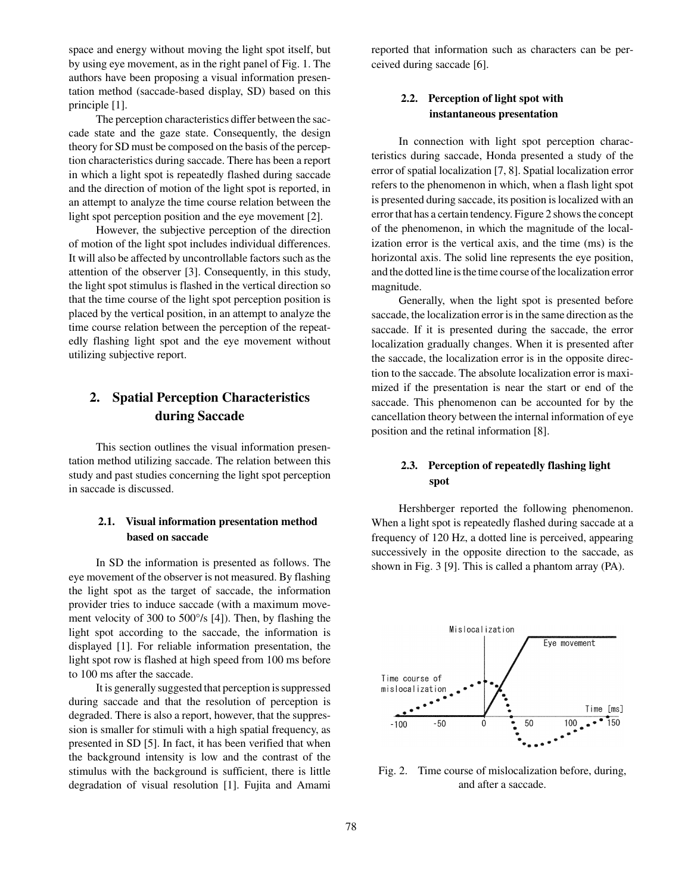space and energy without moving the light spot itself, but by using eye movement, as in the right panel of Fig. 1. The authors have been proposing a visual information presentation method (saccade-based display, SD) based on this principle [1].

The perception characteristics differ between the saccade state and the gaze state. Consequently, the design theory for SD must be composed on the basis of the perception characteristics during saccade. There has been a report in which a light spot is repeatedly flashed during saccade and the direction of motion of the light spot is reported, in an attempt to analyze the time course relation between the light spot perception position and the eye movement [2].

However, the subjective perception of the direction of motion of the light spot includes individual differences. It will also be affected by uncontrollable factors such as the attention of the observer [3]. Consequently, in this study, the light spot stimulus is flashed in the vertical direction so that the time course of the light spot perception position is placed by the vertical position, in an attempt to analyze the time course relation between the perception of the repeatedly flashing light spot and the eye movement without utilizing subjective report.

## 2. Spatial Perception Characteristics during Saccade

This section outlines the visual information presentation method utilizing saccade. The relation between this study and past studies concerning the light spot perception in saccade is discussed.

### 2.1. Visual information presentation method based on saccade

In SD the information is presented as follows. The eye movement of the observer is not measured. By flashing the light spot as the target of saccade, the information provider tries to induce saccade (with a maximum movement velocity of 300 to 500°/s [4]). Then, by flashing the light spot according to the saccade, the information is displayed [1]. For reliable information presentation, the light spot row is flashed at high speed from 100 ms before to 100 ms after the saccade.

It is generally suggested that perception is suppressed during saccade and that the resolution of perception is degraded. There is also a report, however, that the suppression is smaller for stimuli with a high spatial frequency, as presented in SD [5]. In fact, it has been verified that when the background intensity is low and the contrast of the stimulus with the background is sufficient, there is little degradation of visual resolution [1]. Fujita and Amami reported that information such as characters can be perceived during saccade [6].

### 2.2. Perception of light spot with instantaneous presentation

In connection with light spot perception characteristics during saccade, Honda presented a study of the error of spatial localization [7, 8]. Spatial localization error refers to the phenomenon in which, when a flash light spot is presented during saccade, its position is localized with an error that has a certain tendency. Figure 2 shows the concept of the phenomenon, in which the magnitude of the localization error is the vertical axis, and the time (ms) is the horizontal axis. The solid line represents the eye position, and the dotted line is the time course of the localization error magnitude.

Generally, when the light spot is presented before saccade, the localization error is in the same direction as the saccade. If it is presented during the saccade, the error localization gradually changes. When it is presented after the saccade, the localization error is in the opposite direction to the saccade. The absolute localization error is maximized if the presentation is near the start or end of the saccade. This phenomenon can be accounted for by the cancellation theory between the internal information of eye position and the retinal information [8].

### 2.3. Perception of repeatedly flashing light spot

Hershberger reported the following phenomenon. When a light spot is repeatedly flashed during saccade at a frequency of 120 Hz, a dotted line is perceived, appearing successively in the opposite direction to the saccade, as shown in Fig. 3 [9]. This is called a phantom array (PA).

Fig. 2. Time course of mislocalization before, during, and after a saccade.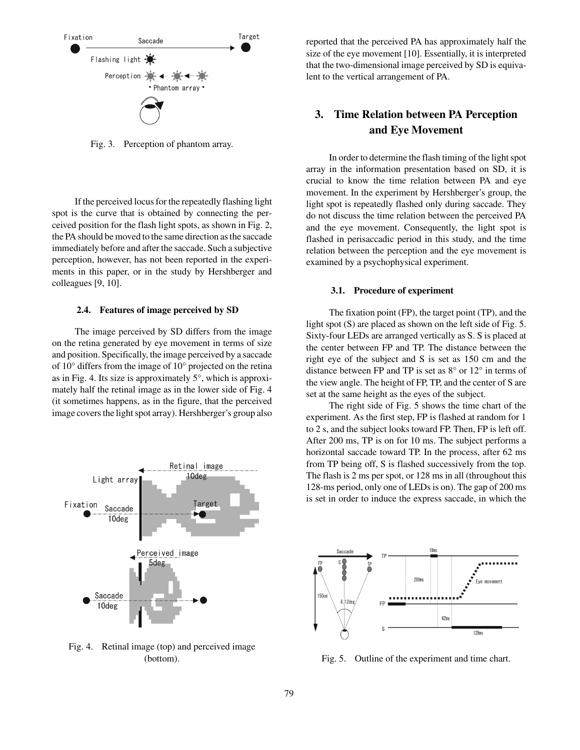Fig. 3. Perception of phantom array.

If the perceived locus for the repeatedly flashing light spot is the curve that is obtained by connecting the perceived position for the flash light spots, as shown in Fig. 2, the PA should be moved to the same direction as the saccade immediately before and after the saccade. Such a subjective perception, however, has not been reported in the experiments in this paper, or in the study by Hershberger and colleagues [9, 10].

### 2.4. Features of image perceived by SD

The image perceived by SD differs from the image on the retina generated by eye movement in terms of size and position. Specifically, the image perceived by a saccade of 10° differs from the image of 10° projected on the retina as in Fig. 4. Its size is approximately 5°, which is approximately half the retinal image as in the lower side of Fig. 4 (it sometimes happens, as in the figure, that the perceived image covers the light spot array). Hershberger's group also reported that the perceived PA has approximately half the size of the eye movement [10]. Essentially, it is interpreted that the two-dimensional image perceived by SD is equivalent to the vertical arrangement of PA.

Fig. 4. Retinal image (top) and perceived image (bottom).

## 3. Time Relation between PA Perception and Eye Movement

In order to determine the flash timing of the light spot array in the information presentation based on SD, it is crucial to know the time relation between PA and eye movement. In the experiment by Hershberger's group, the light spot is repeatedly flashed only during saccade. They do not discuss the time relation between the perceived PA and the eye movement. Consequently, the light spot is flashed in perisaccadic period in this study, and the time relation between the perception and the eye movement is examined by a psychophysical experiment.

### 3.1. Procedure of experiment

The fixation point (FP), the target point (TP), and the light spot (S) are placed as shown on the left side of Fig. 5. Sixty-four LEDs are arranged vertically as S. S is placed at the center between FP and TP. The distance between the right eye of the subject and S is set as 150 cm and the distance between FP and TP is set as 8° or 12° in terms of the view angle. The height of FP, TP, and the center of S are set at the same height as the eyes of the subject.

The right side of Fig. 5 shows the time chart of the experiment. As the first step, FP is flashed at random for 1 to 2 s, and the subject looks toward FP. Then, FP is left off. After 200 ms, TP is on for 10 ms. The subject performs a horizontal saccade toward TP. In the process, after 62 ms from TP being off, S is flashed successively from the top. The flash is 2 ms per spot, or 128 ms in all (throughout this 128-ms period, only one of LEDs is on). The gap of 200 ms is set in order to induce the express saccade, in which the

Fig. 5. Outline of the experiment and time chart.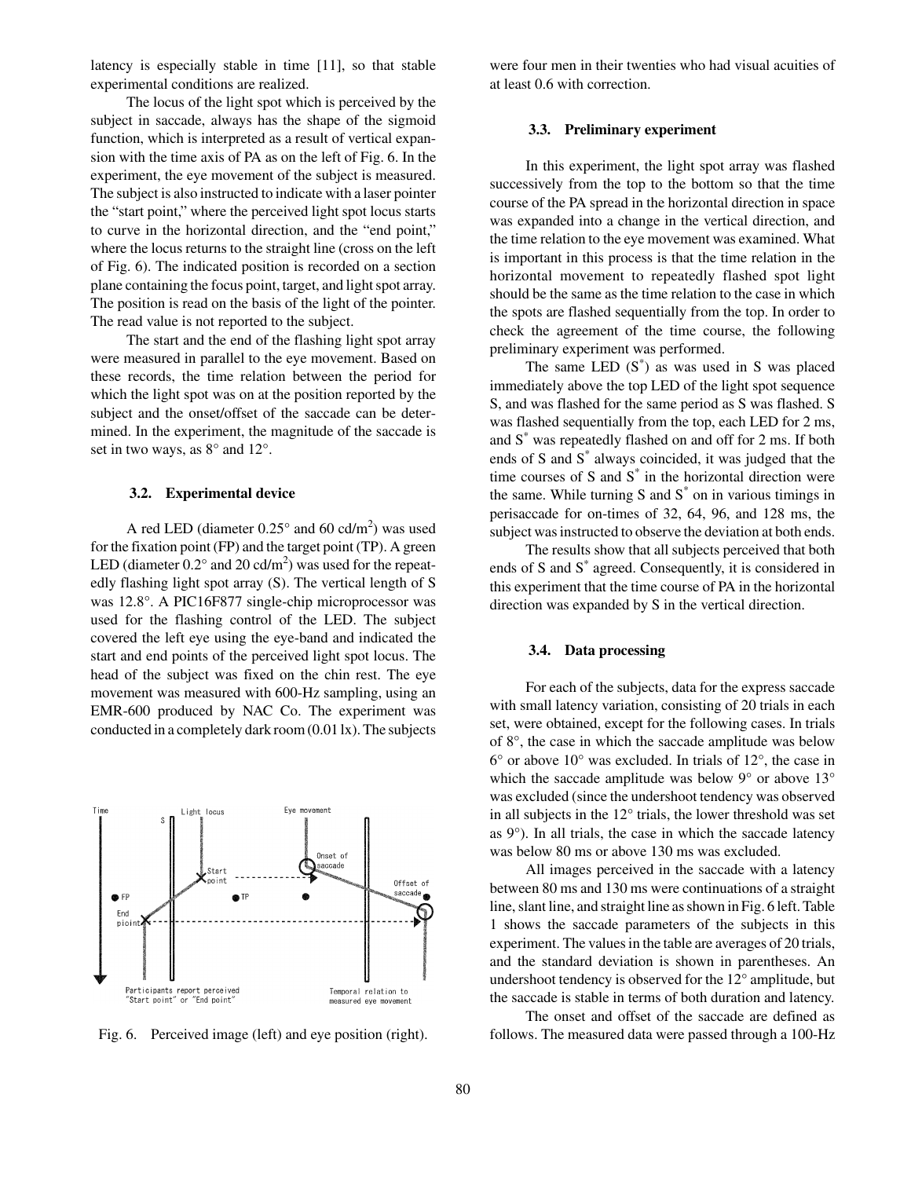latency is especially stable in time [11], so that stable experimental conditions are realized.

The locus of the light spot which is perceived by the subject in saccade, always has the shape of the sigmoid function, which is interpreted as a result of vertical expansion with the time axis of PA as on the left of Fig. 6. In the experiment, the eye movement of the subject is measured. The subject is also instructed to indicate with a laser pointer the "start point," where the perceived light spot locus starts to curve in the horizontal direction, and the "end point," where the locus returns to the straight line (cross on the left of Fig. 6). The indicated position is recorded on a section plane containing the focus point, target, and light spot array. The position is read on the basis of the light of the pointer. The read value is not reported to the subject.

The start and the end of the flashing light spot array were measured in parallel to the eye movement. Based on these records, the time relation between the period for which the light spot was on at the position reported by the subject and the onset/offset of the saccade can be determined. In the experiment, the magnitude of the saccade is set in two ways, as 8° and 12°.

### 3.2. Experimental device

A red LED (diameter 0.25° and 60 cd/m$^2$) was used for the fixation point (FP) and the target point (TP). A green LED (diameter 0.2° and 20 cd/m$^2$) was used for the repeatedly flashing light spot array (S). The vertical length of S was 12.8°. A PIC16F877 single-chip microprocessor was used for the flashing control of the LED. The subject covered the left eye using the eye-band and indicated the start and end points of the perceived light spot locus. The head of the subject was fixed on the chin rest. The eye movement was measured with 600-Hz sampling, using an EMR-600 produced by NAC Co. The experiment was conducted in a completely dark room (0.01 lx). The subjects were four men in their twenties who had visual acuities of at least 0.6 with correction.

Fig. 6. Perceived image (left) and eye position (right).

### 3.3. Preliminary experiment

In this experiment, the light spot array was flashed successively from the top to the bottom so that the time course of the PA spread in the horizontal direction in space was expanded into a change in the vertical direction, and the time relation to the eye movement was examined. What is important in this process is that the time relation in the horizontal movement to repeatedly flashed spot light should be the same as the time relation to the case in which the spots are flashed sequentially from the top. In order to check the agreement of the time course, the following preliminary experiment was performed.

The same LED ($S^*$) as was used in S was placed immediately above the top LED of the light spot sequence S, and was flashed for the same period as S was flashed. S was flashed sequentially from the top, each LED for 2 ms, and $S^*$ was repeatedly flashed on and off for 2 ms. If both ends of S and $S^*$ always coincided, it was judged that the time courses of S and $S^*$ in the horizontal direction were the same. While turning S and $S^*$ on in various timings in perisaccade for on-times of 32, 64, 96, and 128 ms, the subject was instructed to observe the deviation at both ends.

The results show that all subjects perceived that both ends of S and $S^*$ agreed. Consequently, it is considered in this experiment that the time course of PA in the horizontal direction was expanded by S in the vertical direction.

### 3.4. Data processing

For each of the subjects, data for the express saccade with small latency variation, consisting of 20 trials in each set, were obtained, except for the following cases. In trials of 8°, the case in which the saccade amplitude was below 6° or above 10° was excluded. In trials of 12°, the case in which the saccade amplitude was below 9° or above 13° was excluded (since the undershoot tendency was observed in all subjects in the 12° trials, the lower threshold was set as 9°). In all trials, the case in which the saccade latency was below 80 ms or above 130 ms was excluded.

All images perceived in the saccade with a latency between 80 ms and 130 ms were continuations of a straight line, slant line, and straight line as shown in Fig. 6 left. Table 1 shows the saccade parameters of the subjects in this experiment. The values in the table are averages of 20 trials, and the standard deviation is shown in parentheses. An undershoot tendency is observed for the 12° amplitude, but the saccade is stable in terms of both duration and latency.

The onset and offset of the saccade are defined as follows. The measured data were passed through a 100-Hz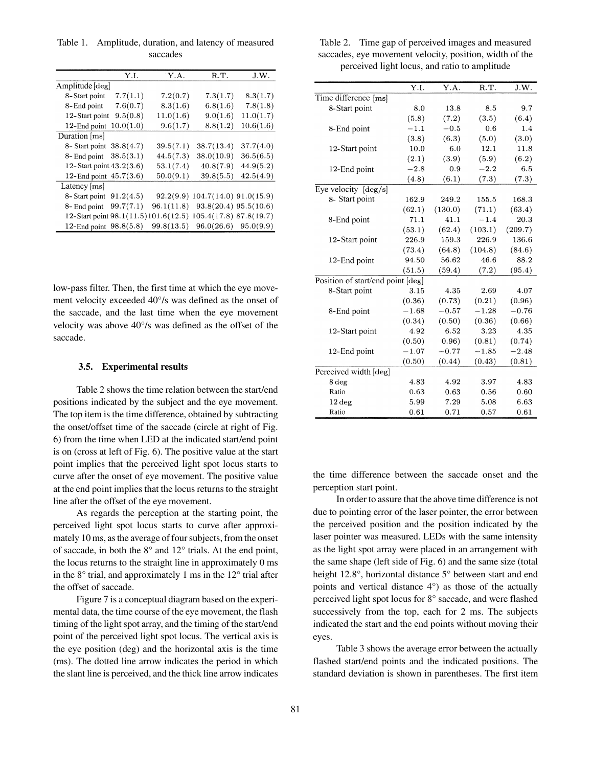Table 1. Amplitude, duration, and latency of measured saccades

| | Y.I. | Y.A. | R.T. | J.W. |
|---|---|---|---|---|
| Amplitude [deg] | | | | |
| 8-Start point | 7.7(1.1) | 7.2(0.7) | 7.3(1.7) | 8.3(1.7) |
| 8-End point | 7.6(0.7) | 8.3(1.6) | 6.8(1.6) | 7.8(1.8) |
| 12-Start point | 9.5(0.8) | 11.0(1.6) | 9.0(1.6) | 11.0(1.7) |
| 12-End point | 10.0(1.0) | 9.6(1.7) | 8.8(1.2) | 10.6(1.6) |
| Duration [ms] | | | | |
| 8- Start point | 38.8(4.7) | 39.5(7.1) | 38.7(13.4) | 37.7(4.0) |
| 8- End point | 38.5(3.1) | 44.5(7.3) | 38.0(10.9) | 36.5(6.5) |
| 12- Start point | 43.2(3.6) | 53.1(7.4) | 40.8(7.9) | 44.9(5.2) |
| 12-End point | 45.7(3.6) | 50.0(9.1) | 39.8(5.5) | 42.5(4.9) |
| Latency [ms] | | | | |
| 8- Start point | 91.2(4.5) | 92.2(9.9) | 104.7(14.0) | 91.0(15.9) |
| 8- End point | 99.7(7.1) | 96.1(11.8) | 93.8(20.4) | 95.5(10.6) |
| 12-Start point | 98.1(11.5) | 101.6(12.5) | 105.4(17.8) | 87.8(19.7) |
| 12-End point | 98.8(5.8) | 99.8(13.5) | 96.0(26.6) | 95.0(9.9) |

low-pass filter. Then, the first time at which the eye movement velocity exceeded 40°/s was defined as the onset of the saccade, and the last time when the eye movement velocity was above 40°/s was defined as the offset of the saccade.

### 3.5. Experimental results

Table 2 shows the time relation between the start/end positions indicated by the subject and the eye movement. The top item is the time difference, obtained by subtracting the onset/offset time of the saccade (circle at right of Fig. 6) from the time when LED at the indicated start/end point is on (cross at left of Fig. 6). The positive value at the start point implies that the perceived light spot locus starts to curve after the onset of eye movement. The positive value at the end point implies that the locus returns to the straight line after the offset of the eye movement.

As regards the perception at the starting point, the perceived light spot locus starts to curve after approximately 10 ms, as the average of four subjects, from the onset of saccade, in both the 8° and 12° trials. At the end point, the locus returns to the straight line in approximately 0 ms in the 8° trial, and approximately 1 ms in the 12° trial after the offset of saccade.

Figure 7 is a conceptual diagram based on the experimental data, the time course of the eye movement, the flash timing of the light spot array, and the timing of the start/end point of the perceived light spot locus. The vertical axis is the eye position (deg) and the horizontal axis is the time (ms). The dotted line arrow indicates the period in which the slant line is perceived, and the thick line arrow indicates

Table 2. Time gap of perceived images and measured saccades, eye movement velocity, position, width of the perceived light locus, and ratio to amplitude

| | Y.I. | Y.A. | R.T. | J.W. |
|---|---|---|---|---|
| Time difference [ms] | | | | |
| 8-Start point | 8.0 | 13.8 | 8.5 | 9.7 |
| | (5.8) | (7.2) | (3.5) | (6.4) |
| 8-End point | −1.1 | −0.5 | 0.6 | 1.4 |
| | (3.8) | (6.3) | (5.0) | (3.0) |
| 12-Start point | 10.0 | 6.0 | 12.1 | 11.8 |
| | (2.1) | (3.9) | (5.9) | (6.2) |
| 12-End point | −2.8 | 0.9 | −2.2 | 6.5 |
| | (4.8) | (6.1) | (7.3) | (7.3) |
| Eye velocity [deg/s] | | | | |
| 8- Start point | 162.9 | 249.2 | 155.5 | 168.3 |
| | (62.1) | (130.0) | (71.1) | (63.4) |
| 8-End point | 71.1 | 41.1 | −1.4 | 20.3 |
| | (53.1) | (62.4) | (103.1) | (209.7) |
| 12- Start point | 226.9 | 159.3 | 226.9 | 136.6 |
| | (73.4) | (64.8) | (104.8) | (84.6) |
| 12-End point | 94.50 | 56.62 | 46.6 | 88.2 |
| | (51.5) | (59.4) | (7.2) | (95.4) |
| Position of start/end point [deg] | | | | |
| 8-Start point | 3.15 | 4.35 | 2.69 | 4.07 |
| | (0.36) | (0.73) | (0.21) | (0.96) |
| 8-End point | −1.68 | −0.57 | −1.28 | −0.76 |
| | (0.34) | (0.50) | (0.36) | (0.66) |
| 12-Start point | 4.92 | 6.52 | 3.23 | 4.35 |
| | (0.50) | (0.96) | (0.81) | (0.74) |
| 12-End point | −1.07 | −0.77 | −1.85 | −2.48 |
| | (0.50) | (0.44) | (0.43) | (0.81) |
| Perceived width [deg] | | | | |
| 8 deg | 4.83 | 4.92 | 3.97 | 4.83 |
| Ratio | 0.63 | 0.63 | 0.56 | 0.60 |
| 12 deg | 5.99 | 7.29 | 5.08 | 6.63 |
| Ratio | 0.61 | 0.71 | 0.57 | 0.61 |

the time difference between the saccade onset and the perception start point.

In order to assure that the above time difference is not due to pointing error of the laser pointer, the error between the perceived position and the position indicated by the laser pointer was measured. LEDs with the same intensity as the light spot array were placed in an arrangement with the same shape (left side of Fig. 6) and the same size (total height 12.8°, horizontal distance 5° between start and end points and vertical distance 4°) as those of the actually perceived light spot locus for 8° saccade, and were flashed successively from the top, each for 2 ms. The subjects indicated the start and the end points without moving their eyes.

Table 3 shows the average error between the actually flashed start/end points and the indicated positions. The standard deviation is shown in parentheses. The first item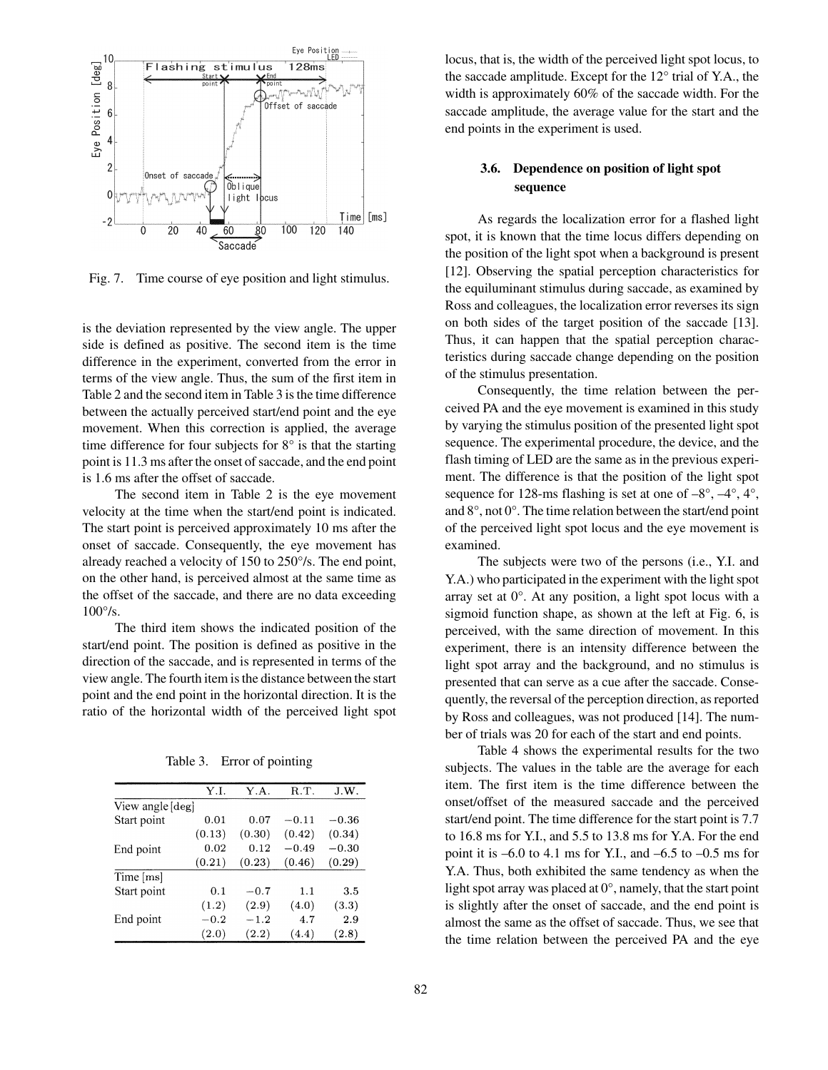Fig. 7. Time course of eye position and light stimulus.

is the deviation represented by the view angle. The upper side is defined as positive. The second item is the time difference in the experiment, converted from the error in terms of the view angle. Thus, the sum of the first item in Table 2 and the second item in Table 3 is the time difference between the actually perceived start/end point and the eye movement. When this correction is applied, the average time difference for four subjects for 8° is that the starting point is 11.3 ms after the onset of saccade, and the end point is 1.6 ms after the offset of saccade.

The second item in Table 2 is the eye movement velocity at the time when the start/end point is indicated. The start point is perceived approximately 10 ms after the onset of saccade. Consequently, the eye movement has already reached a velocity of 150 to 250°/s. The end point, on the other hand, is perceived almost at the same time as the offset of the saccade, and there are no data exceeding 100°/s.

The third item shows the indicated position of the start/end point. The position is defined as positive in the direction of the saccade, and is represented in terms of the view angle. The fourth item is the distance between the start point and the end point in the horizontal direction. It is the ratio of the horizontal width of the perceived light spot

Table 3. Error of pointing

| | Y.I. | Y.A. | R.T. | J.W. |
|---|---|---|---|---|
| View angle [deg] | | | | |
| Start point | 0.01 | 0.07 | −0.11 | −0.36 |
| | (0.13) | (0.30) | (0.42) | (0.34) |
| End point | 0.02 | 0.12 | −0.49 | −0.30 |
| | (0.21) | (0.23) | (0.46) | (0.29) |
| Time [ms] | | | | |
| Start point | 0.1 | −0.7 | 1.1 | 3.5 |
| | (1.2) | (2.9) | (4.0) | (3.3) |
| End point | −0.2 | −1.2 | 4.7 | 2.9 |
| | (2.0) | (2.2) | (4.4) | (2.8) |

locus, that is, the width of the perceived light spot locus, to the saccade amplitude. Except for the 12° trial of Y.A., the width is approximately 60% of the saccade width. For the saccade amplitude, the average value for the start and the end points in the experiment is used.

### 3.6. Dependence on position of light spot sequence

As regards the localization error for a flashed light spot, it is known that the time locus differs depending on the position of the light spot when a background is present [12]. Observing the spatial perception characteristics for the equiluminant stimulus during saccade, as examined by Ross and colleagues, the localization error reverses its sign on both sides of the target position of the saccade [13]. Thus, it can happen that the spatial perception characteristics during saccade change depending on the position of the stimulus presentation.

Consequently, the time relation between the perceived PA and the eye movement is examined in this study by varying the stimulus position of the presented light spot sequence. The experimental procedure, the device, and the flash timing of LED are the same as in the previous experiment. The difference is that the position of the light spot sequence for 128-ms flashing is set at one of –8°, –4°, 4°, and 8°, not 0°. The time relation between the start/end point of the perceived light spot locus and the eye movement is examined.

The subjects were two of the persons (i.e., Y.I. and Y.A.) who participated in the experiment with the light spot array set at 0°. At any position, a light spot locus with a sigmoid function shape, as shown at the left at Fig. 6, is perceived, with the same direction of movement. In this experiment, there is an intensity difference between the light spot array and the background, and no stimulus is presented that can serve as a cue after the saccade. Consequently, the reversal of the perception direction, as reported by Ross and colleagues, was not produced [14]. The number of trials was 20 for each of the start and end points.

Table 4 shows the experimental results for the two subjects. The values in the table are the average for each item. The first item is the time difference between the onset/offset of the measured saccade and the perceived start/end point. The time difference for the start point is 7.7 to 16.8 ms for Y.I., and 5.5 to 13.8 ms for Y.A. For the end point it is –6.0 to 4.1 ms for Y.I., and –6.5 to –0.5 ms for Y.A. Thus, both exhibited the same tendency as when the light spot array was placed at 0°, namely, that the start point is slightly after the onset of saccade, and the end point is almost the same as the offset of saccade. Thus, we see that the time relation between the perceived PA and the eye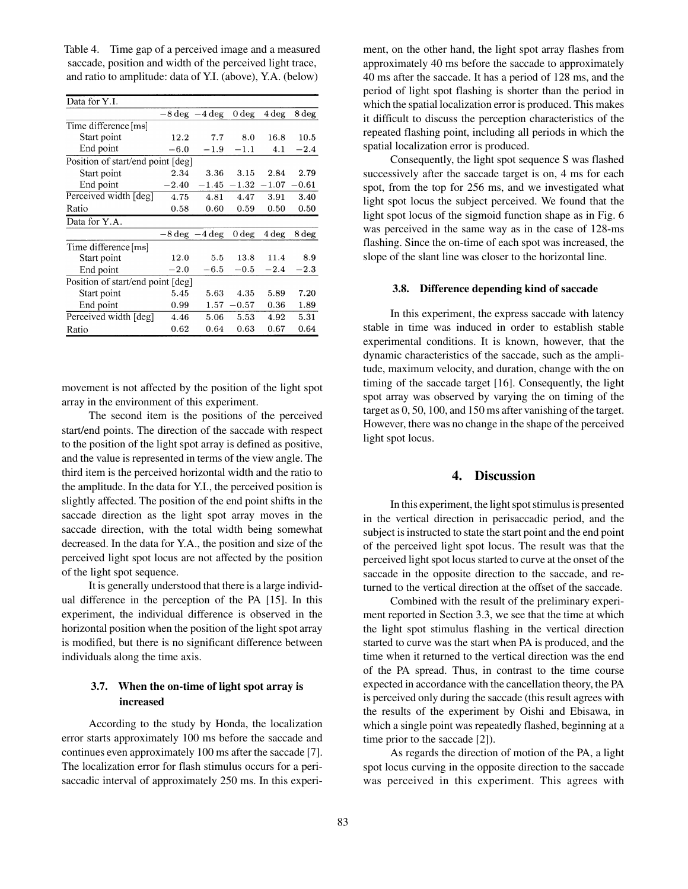Table 4. Time gap of a perceived image and a measured saccade, position and width of the perceived light trace, and ratio to amplitude: data of Y.I. (above), Y.A. (below)

| Data for Y.I. | | | | | |
|---|---|---|---|---|---|
| | −8 deg | −4 deg | 0 deg | 4 deg | 8 deg |
| Time difference [ms] | | | | | |
| Start point | 12.2 | 7.7 | 8.0 | 16.8 | 10.5 |
| End point | −6.0 | −1.9 | −1.1 | 4.1 | −2.4 |
| Position of start/end point [deg] | | | | | |
| Start point | 2.34 | 3.36 | 3.15 | 2.84 | 2.79 |
| End point | −2.40 | −1.45 | −1.32 | −1.07 | −0.61 |
| Perceived width [deg] | 4.75 | 4.81 | 4.47 | 3.91 | 3.40 |
| Ratio | 0.58 | 0.60 | 0.59 | 0.50 | 0.50 |

| Data for Y.A. | | | | | |
|---|---|---|---|---|---|
| | −8 deg | −4 deg | 0 deg | 4 deg | 8 deg |
| Time difference [ms] | | | | | |
| Start point | 12.0 | 5.5 | 13.8 | 11.4 | 8.9 |
| End point | −2.0 | −6.5 | −0.5 | −2.4 | −2.3 |
| Position of start/end point [deg] | | | | | |
| Start point | 5.45 | 5.63 | 4.35 | 5.89 | 7.20 |
| End point | 0.99 | 1.57 | −0.57 | 0.36 | 1.89 |
| Perceived width [deg] | 4.46 | 5.06 | 5.53 | 4.92 | 5.31 |
| Ratio | 0.62 | 0.64 | 0.63 | 0.67 | 0.64 |

movement is not affected by the position of the light spot array in the environment of this experiment.

The second item is the positions of the perceived start/end points. The direction of the saccade with respect to the position of the light spot array is defined as positive, and the value is represented in terms of the view angle. The third item is the perceived horizontal width and the ratio to the amplitude. In the data for Y.I., the perceived position is slightly affected. The position of the end point shifts in the saccade direction as the light spot array moves in the saccade direction, with the total width being somewhat decreased. In the data for Y.A., the position and size of the perceived light spot locus are not affected by the position of the light spot sequence.

It is generally understood that there is a large individual difference in the perception of the PA [15]. In this experiment, the individual difference is observed in the horizontal position when the position of the light spot array is modified, but there is no significant difference between individuals along the time axis.

### 3.7. When the on-time of light spot array is increased

According to the study by Honda, the localization error starts approximately 100 ms before the saccade and continues even approximately 100 ms after the saccade [7]. The localization error for flash stimulus occurs for a perisaccadic interval of approximately 250 ms. In this experiment, on the other hand, the light spot array flashes from approximately 40 ms before the saccade to approximately 40 ms after the saccade. It has a period of 128 ms, and the period of light spot flashing is shorter than the period in which the spatial localization error is produced. This makes it difficult to discuss the perception characteristics of the repeated flashing point, including all periods in which the spatial localization error is produced.

Consequently, the light spot sequence S was flashed successively after the saccade target is on, 4 ms for each spot, from the top for 256 ms, and we investigated what light spot locus the subject perceived. We found that the light spot locus of the sigmoid function shape as in Fig. 6 was perceived in the same way as in the case of 128-ms flashing. Since the on-time of each spot was increased, the slope of the slant line was closer to the horizontal line.

### 3.8. Difference depending kind of saccade

In this experiment, the express saccade with latency stable in time was induced in order to establish stable experimental conditions. It is known, however, that the dynamic characteristics of the saccade, such as the amplitude, maximum velocity, and duration, change with the on timing of the saccade target [16]. Consequently, the light spot array was observed by varying the on timing of the target as 0, 50, 100, and 150 ms after vanishing of the target. However, there was no change in the shape of the perceived light spot locus.

## 4. Discussion

In this experiment, the light spot stimulus is presented in the vertical direction in perisaccadic period, and the subject is instructed to state the start point and the end point of the perceived light spot locus. The result was that the perceived light spot locus started to curve at the onset of the saccade in the opposite direction to the saccade, and returned to the vertical direction at the offset of the saccade.

Combined with the result of the preliminary experiment reported in Section 3.3, we see that the time at which the light spot stimulus flashing in the vertical direction started to curve was the start when PA is produced, and the time when it returned to the vertical direction was the end of the PA spread. Thus, in contrast to the time course expected in accordance with the cancellation theory, the PA is perceived only during the saccade (this result agrees with the results of the experiment by Oishi and Ebisawa, in which a single point was repeatedly flashed, beginning at a time prior to the saccade [2]).

As regards the direction of motion of the PA, a light spot locus curving in the opposite direction to the saccade was perceived in this experiment. This agrees with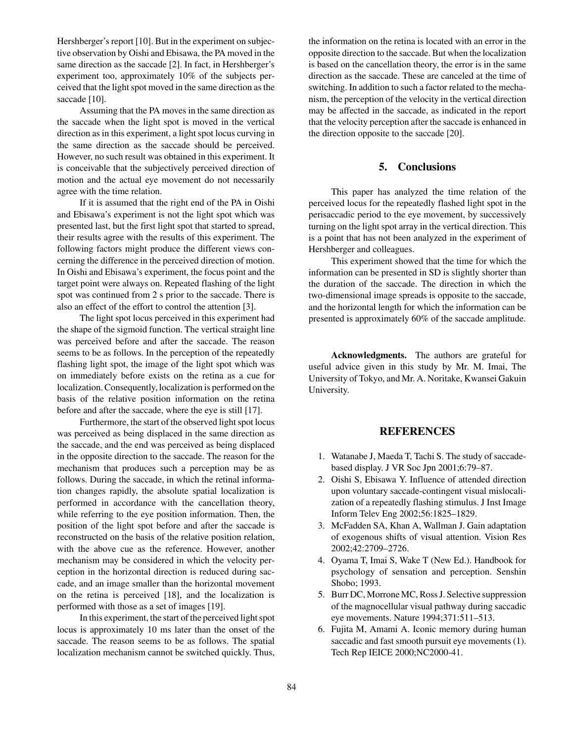Hershberger's report [10]. But in the experiment on subjective observation by Oishi and Ebisawa, the PA moved in the same direction as the saccade [2]. In fact, in Hershberger's experiment too, approximately 10% of the subjects perceived that the light spot moved in the same direction as the saccade [10].

Assuming that the PA moves in the same direction as the saccade when the light spot is moved in the vertical direction as in this experiment, a light spot locus curving in the same direction as the saccade should be perceived. However, no such result was obtained in this experiment. It is conceivable that the subjectively perceived direction of motion and the actual eye movement do not necessarily agree with the time relation.

If it is assumed that the right end of the PA in Oishi and Ebisawa's experiment is not the light spot which was presented last, but the first light spot that started to spread, their results agree with the results of this experiment. The following factors might produce the different views concerning the difference in the perceived direction of motion. In Oishi and Ebisawa's experiment, the focus point and the target point were always on. Repeated flashing of the light spot was continued from 2 s prior to the saccade. There is also an effect of the effort to control the attention [3].

The light spot locus perceived in this experiment had the shape of the sigmoid function. The vertical straight line was perceived before and after the saccade. The reason seems to be as follows. In the perception of the repeatedly flashing light spot, the image of the light spot which was on immediately before exists on the retina as a cue for localization. Consequently, localization is performed on the basis of the relative position information on the retina before and after the saccade, where the eye is still [17].

Furthermore, the start of the observed light spot locus was perceived as being displaced in the same direction as the saccade, and the end was perceived as being displaced in the opposite direction to the saccade. The reason for the mechanism that produces such a perception may be as follows. During the saccade, in which the retinal information changes rapidly, the absolute spatial localization is performed in accordance with the cancellation theory, while referring to the eye position information. Then, the position of the light spot before and after the saccade is reconstructed on the basis of the relative position relation, with the above cue as the reference. However, another mechanism may be considered in which the velocity perception in the horizontal direction is reduced during saccade, and an image smaller than the horizontal movement on the retina is perceived [18], and the localization is performed with those as a set of images [19].

In this experiment, the start of the perceived light spot locus is approximately 10 ms later than the onset of the saccade. The reason seems to be as follows. The spatial localization mechanism cannot be switched quickly. Thus, the information on the retina is located with an error in the opposite direction to the saccade. But when the localization is based on the cancellation theory, the error is in the same direction as the saccade. These are canceled at the time of switching. In addition to such a factor related to the mechanism, the perception of the velocity in the vertical direction may be affected in the saccade, as indicated in the report that the velocity perception after the saccade is enhanced in the direction opposite to the saccade [20].

## 5. Conclusions

This paper has analyzed the time relation of the perceived locus for the repeatedly flashed light spot in the perisaccadic period to the eye movement, by successively turning on the light spot array in the vertical direction. This is a point that has not been analyzed in the experiment of Hershberger and colleagues.

This experiment showed that the time for which the information can be presented in SD is slightly shorter than the duration of the saccade. The direction in which the two-dimensional image spreads is opposite to the saccade, and the horizontal length for which the information can be presented is approximately 60% of the saccade amplitude.

**Acknowledgments.** The authors are grateful for useful advice given in this study by Mr. M. Imai, The University of Tokyo, and Mr. A. Noritake, Kwansei Gakuin University.

## REFERENCES

1. Watanabe J, Maeda T, Tachi S. The study of saccade-based display. J VR Soc Jpn 2001;6:79–87.
2. Oishi S, Ebisawa Y. Influence of attended direction upon voluntary saccade-contingent visual mislocalization of a repeatedly flashing stimulus. J Inst Image Inform Telev Eng 2002;56:1825–1829.
3. McFadden SA, Khan A, Wallman J. Gain adaptation of exogenous shifts of visual attention. Vision Res 2002;42:2709–2726.
4. Oyama T, Imai S, Wake T (New Ed.). Handbook for psychology of sensation and perception. Senshin Shobo; 1993.
5. Burr DC, Morrone MC, Ross J. Selective suppression of the magnocellular visual pathway during saccadic eye movements. Nature 1994;371:511–513.
6. Fujita M, Amami A. Iconic memory during human saccadic and fast smooth pursuit eye movements (1). Tech Rep IEICE 2000;NC2000-41.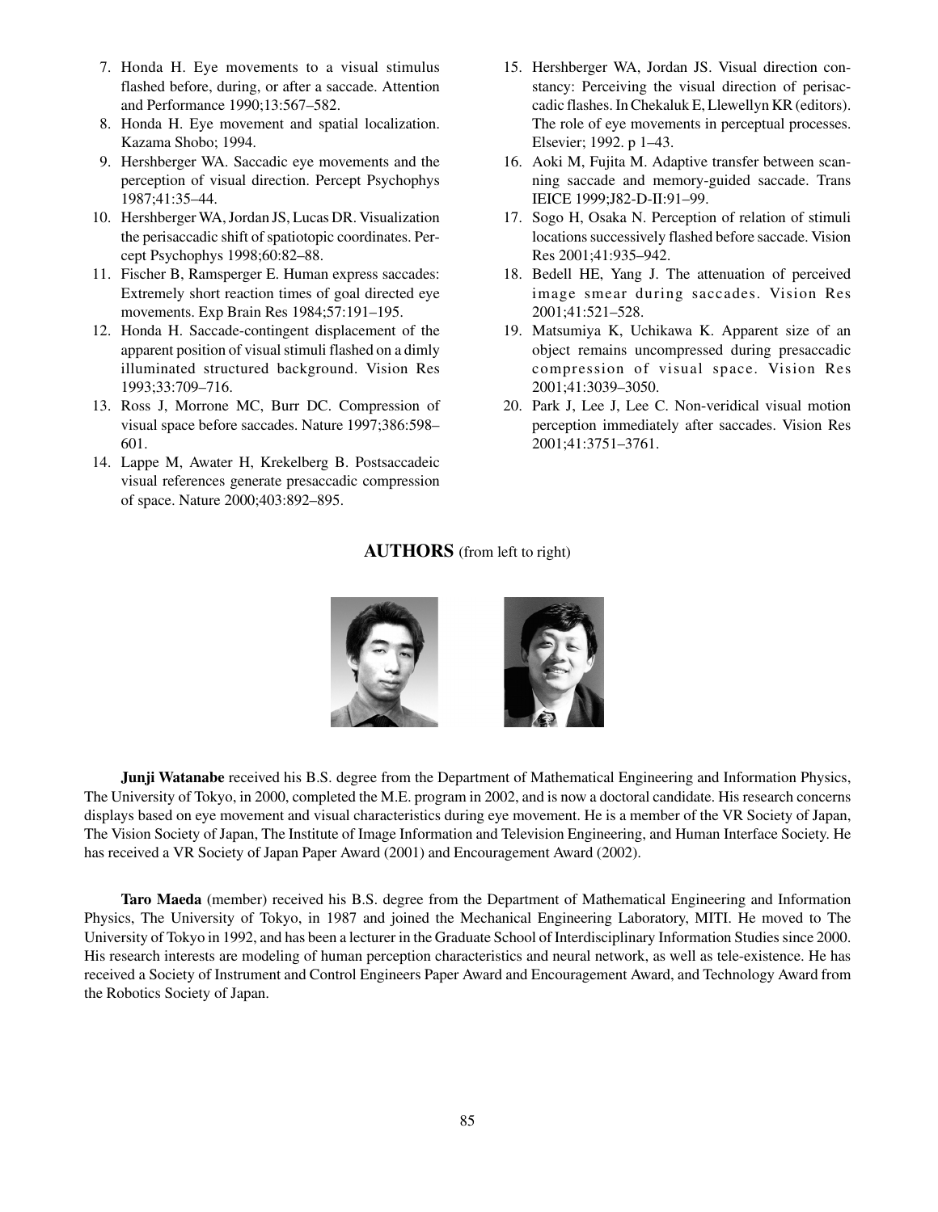7. Honda H. Eye movements to a visual stimulus flashed before, during, or after a saccade. Attention and Performance 1990;13:567–582.
8. Honda H. Eye movement and spatial localization. Kazama Shobo; 1994.
9. Hershberger WA. Saccadic eye movements and the perception of visual direction. Percept Psychophys 1987;41:35–44.
10. Hershberger WA, Jordan JS, Lucas DR. Visualization the perisaccadic shift of spatiotopic coordinates. Percept Psychophys 1998;60:82–88.
11. Fischer B, Ramsperger E. Human express saccades: Extremely short reaction times of goal directed eye movements. Exp Brain Res 1984;57:191–195.
12. Honda H. Saccade-contingent displacement of the apparent position of visual stimuli flashed on a dimly illuminated structured background. Vision Res 1993;33:709–716.
13. Ross J, Morrone MC, Burr DC. Compression of visual space before saccades. Nature 1997;386:598–601.
14. Lappe M, Awater H, Krekelberg B. Postsaccadeic visual references generate presaccadic compression of space. Nature 2000;403:892–895.
15. Hershberger WA, Jordan JS. Visual direction constancy: Perceiving the visual direction of perisaccadic flashes. In Chekaluk E, Llewellyn KR (editors). The role of eye movements in perceptual processes. Elsevier; 1992. p 1–43.
16. Aoki M, Fujita M. Adaptive transfer between scanning saccade and memory-guided saccade. Trans IEICE 1999;J82-D-II:91–99.
17. Sogo H, Osaka N. Perception of relation of stimuli locations successively flashed before saccade. Vision Res 2001;41:935–942.
18. Bedell HE, Yang J. The attenuation of perceived image smear during saccades. Vision Res 2001;41:521–528.
19. Matsumiya K, Uchikawa K. Apparent size of an object remains uncompressed during presaccadic compression of visual space. Vision Res 2001;41:3039–3050.
20. Park J, Lee J, Lee C. Non-veridical visual motion perception immediately after saccades. Vision Res 2001;41:3751–3761.

## AUTHORS (from left to right)

**Junji Watanabe** received his B.S. degree from the Department of Mathematical Engineering and Information Physics, The University of Tokyo, in 2000, completed the M.E. program in 2002, and is now a doctoral candidate. His research concerns displays based on eye movement and visual characteristics during eye movement. He is a member of the VR Society of Japan, The Vision Society of Japan, The Institute of Image Information and Television Engineering, and Human Interface Society. He has received a VR Society of Japan Paper Award (2001) and Encouragement Award (2002).

**Taro Maeda** (member) received his B.S. degree from the Department of Mathematical Engineering and Information Physics, The University of Tokyo, in 1987 and joined the Mechanical Engineering Laboratory, MITI. He moved to The University of Tokyo in 1992, and has been a lecturer in the Graduate School of Interdisciplinary Information Studies since 2000. His research interests are modeling of human perception characteristics and neural network, as well as tele-existence. He has received a Society of Instrument and Control Engineers Paper Award and Encouragement Award, and Technology Award from the Robotics Society of Japan.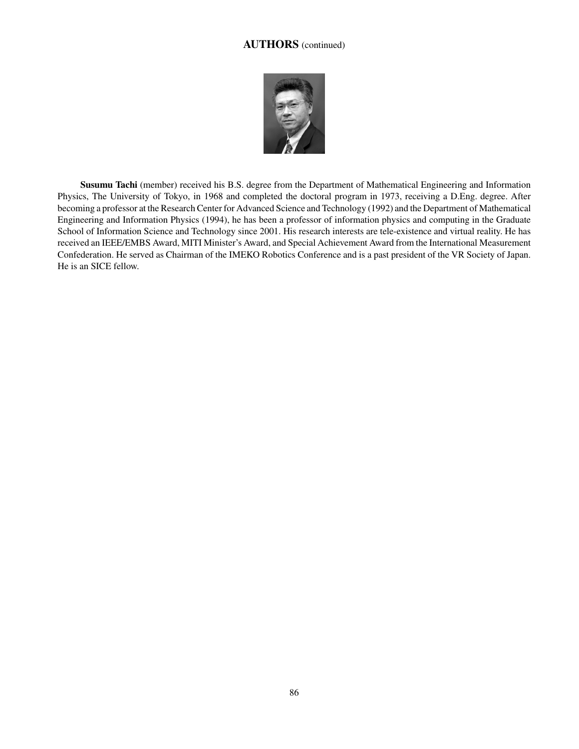# AUTHORS (continued)

**Susumu Tachi** (member) received his B.S. degree from the Department of Mathematical Engineering and Information Physics, The University of Tokyo, in 1968 and completed the doctoral program in 1973, receiving a D.Eng. degree. After becoming a professor at the Research Center for Advanced Science and Technology (1992) and the Department of Mathematical Engineering and Information Physics (1994), he has been a professor of information physics and computing in the Graduate School of Information Science and Technology since 2001. His research interests are tele-existence and virtual reality. He has received an IEEE/EMBS Award, MITI Minister's Award, and Special Achievement Award from the International Measurement Confederation. He served as Chairman of the IMEKO Robotics Conference and is a past president of the VR Society of Japan. He is an SICE fellow.